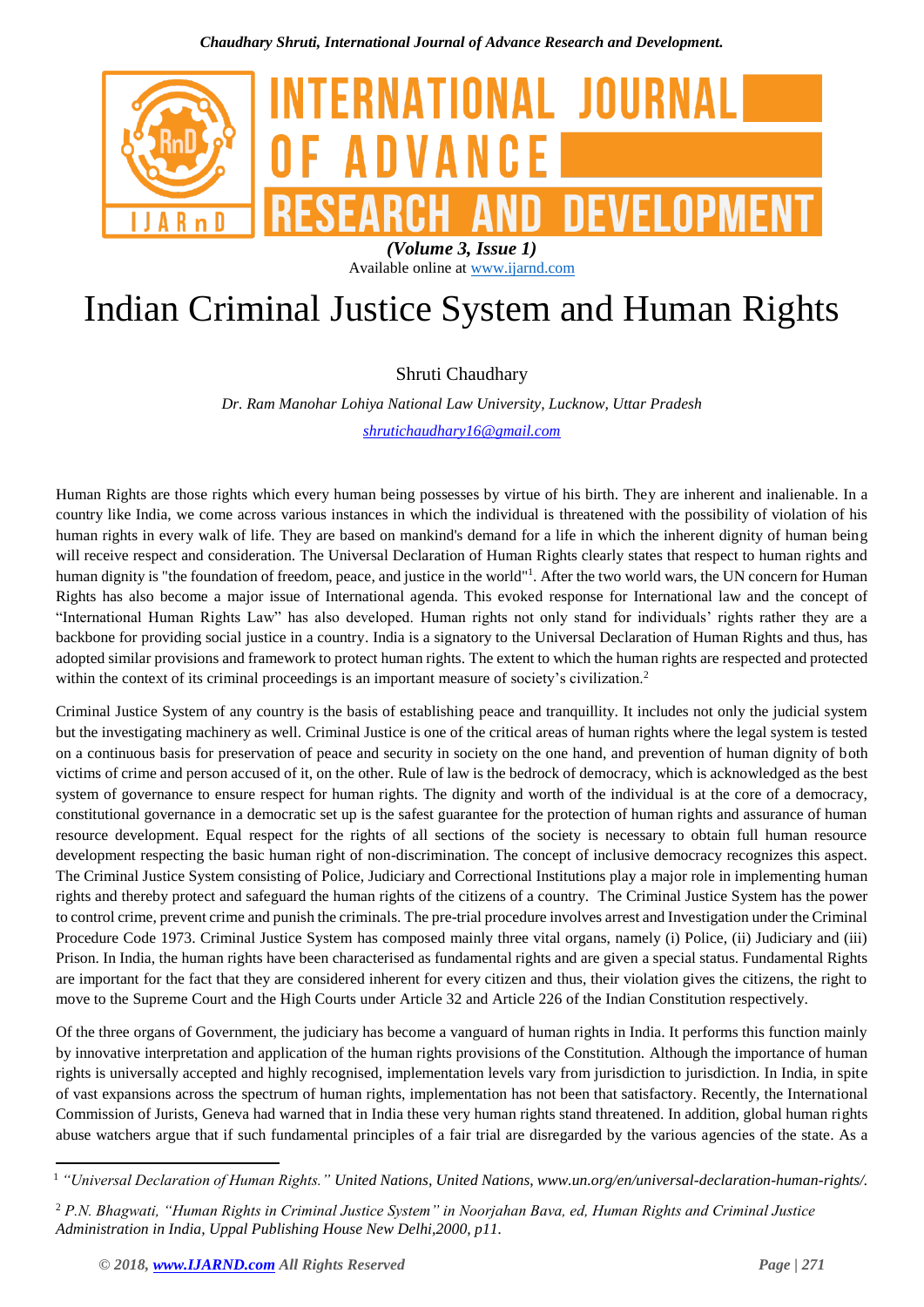# Indian Criminal Justice System and Human Rights

Shruti Chaudhary

*Dr. Ram Manohar Lohiya National Law University, Lucknow, Uttar Pradesh*

*shrutichaudhary16@gmail.com*

Human Rights are those rights which every human being possesses by virtue of his birth. They are inherent and inalienable. In a country like India, we come across various instances in which the individual is threatened with the possibility of violation of his human rights in every walk of life. They are based on mankind's demand for a life in which the inherent dignity of human being will receive respect and consideration. The Universal Declaration of Human Rights clearly states that respect to human rights and human dignity is "the foundation of freedom, peace, and justice in the world"[1]. After the two world wars, the UN concern for Human Rights has also become a major issue of International agenda. This evoked response for International law and the concept of "International Human Rights Law" has also developed. Human rights not only stand for individuals' rights rather they are a backbone for providing social justice in a country. India is a signatory to the Universal Declaration of Human Rights and thus, has adopted similar provisions and framework to protect human rights. The extent to which the human rights are respected and protected within the context of its criminal proceedings is an important measure of society's civilization.[2]

Criminal Justice System of any country is the basis of establishing peace and tranquillity. It includes not only the judicial system but the investigating machinery as well. Criminal Justice is one of the critical areas of human rights where the legal system is tested on a continuous basis for preservation of peace and security in society on the one hand, and prevention of human dignity of both victims of crime and person accused of it, on the other. Rule of law is the bedrock of democracy, which is acknowledged as the best system of governance to ensure respect for human rights. The dignity and worth of the individual is at the core of a democracy, constitutional governance in a democratic set up is the safest guarantee for the protection of human rights and assurance of human resource development. Equal respect for the rights of all sections of the society is necessary to obtain full human resource development respecting the basic human right of non-discrimination. The concept of inclusive democracy recognizes this aspect. The Criminal Justice System consisting of Police, Judiciary and Correctional Institutions play a major role in implementing human rights and thereby protect and safeguard the human rights of the citizens of a country. The Criminal Justice System has the power to control crime, prevent crime and punish the criminals. The pre-trial procedure involves arrest and Investigation under the Criminal Procedure Code 1973. Criminal Justice System has composed mainly three vital organs, namely (i) Police, (ii) Judiciary and (iii) Prison. In India, the human rights have been characterised as fundamental rights and are given a special status. Fundamental Rights are important for the fact that they are considered inherent for every citizen and thus, their violation gives the citizens, the right to move to the Supreme Court and the High Courts under Article 32 and Article 226 of the Indian Constitution respectively.

Of the three organs of Government, the judiciary has become a vanguard of human rights in India. It performs this function mainly by innovative interpretation and application of the human rights provisions of the Constitution. Although the importance of human rights is universally accepted and highly recognised, implementation levels vary from jurisdiction to jurisdiction. In India, in spite of vast expansions across the spectrum of human rights, implementation has not been that satisfactory. Recently, the International Commission of Jurists, Geneva had warned that in India these very human rights stand threatened. In addition, global human rights abuse watchers argue that if such fundamental principles of a fair trial are disregarded by the various agencies of the state. As a

---

[1] *"Universal Declaration of Human Rights." United Nations, United Nations, www.un.org/en/universal-declaration-human-rights/.*

[2] *P.N. Bhagwati, "Human Rights in Criminal Justice System" in Noorjahan Bava, ed, Human Rights and Criminal Justice Administration in India, Uppal Publishing House New Delhi,2000, p11.*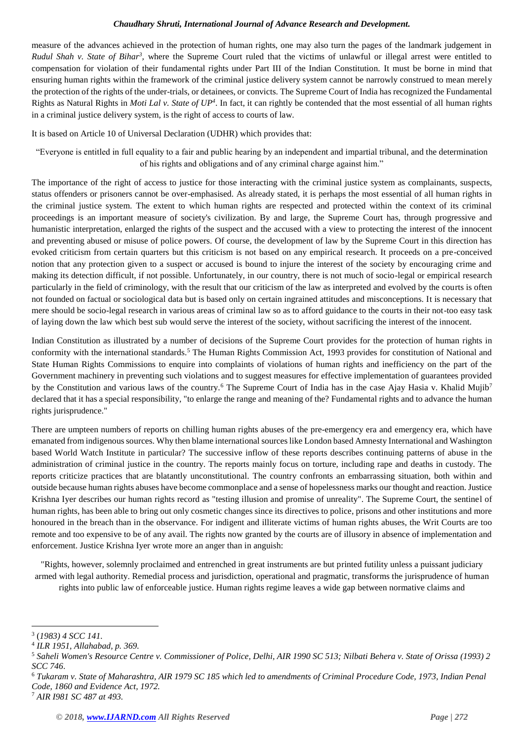measure of the advances achieved in the protection of human rights, one may also turn the pages of the landmark judgement in *Rudul Shah v. State of Bihar*[3], where the Supreme Court ruled that the victims of unlawful or illegal arrest were entitled to compensation for violation of their fundamental rights under Part III of the Indian Constitution. It must be borne in mind that ensuring human rights within the framework of the criminal justice delivery system cannot be narrowly construed to mean merely the protection of the rights of the under-trials, or detainees, or convicts. The Supreme Court of India has recognized the Fundamental Rights as Natural Rights in *Moti Lal v. State of UP*[4]. In fact, it can rightly be contended that the most essential of all human rights in a criminal justice delivery system, is the right of access to courts of law.

It is based on Article 10 of Universal Declaration (UDHR) which provides that:

> "Everyone is entitled in full equality to a fair and public hearing by an independent and impartial tribunal, and the determination of his rights and obligations and of any criminal charge against him."

The importance of the right of access to justice for those interacting with the criminal justice system as complainants, suspects, status offenders or prisoners cannot be over-emphasised. As already stated, it is perhaps the most essential of all human rights in the criminal justice system. The extent to which human rights are respected and protected within the context of its criminal proceedings is an important measure of society's civilization. By and large, the Supreme Court has, through progressive and humanistic interpretation, enlarged the rights of the suspect and the accused with a view to protecting the interest of the innocent and preventing abused or misuse of police powers. Of course, the development of law by the Supreme Court in this direction has evoked criticism from certain quarters but this criticism is not based on any empirical research. It proceeds on a pre-conceived notion that any protection given to a suspect or accused is bound to injure the interest of the society by encouraging crime and making its detection difficult, if not possible. Unfortunately, in our country, there is not much of socio-legal or empirical research particularly in the field of criminology, with the result that our criticism of the law as interpreted and evolved by the courts is often not founded on factual or sociological data but is based only on certain ingrained attitudes and misconceptions. It is necessary that mere should be socio-legal research in various areas of criminal law so as to afford guidance to the courts in their not-too easy task of laying down the law which best sub would serve the interest of the society, without sacrificing the interest of the innocent.

Indian Constitution as illustrated by a number of decisions of the Supreme Court provides for the protection of human rights in conformity with the international standards.[5] The Human Rights Commission Act, 1993 provides for constitution of National and State Human Rights Commissions to enquire into complaints of violations of human rights and inefficiency on the part of the Government machinery in preventing such violations and to suggest measures for effective implementation of guarantees provided by the Constitution and various laws of the country.[6] The Supreme Court of India has in the case Ajay Hasia v. Khalid Mujib[7] declared that it has a special responsibility, "to enlarge the range and meaning of the? Fundamental rights and to advance the human rights jurisprudence."

There are umpteen numbers of reports on chilling human rights abuses of the pre-emergency era and emergency era, which have emanated from indigenous sources. Why then blame international sources like London based Amnesty International and Washington based World Watch Institute in particular? The successive inflow of these reports describes continuing patterns of abuse in the administration of criminal justice in the country. The reports mainly focus on torture, including rape and deaths in custody. The reports criticize practices that are blatantly unconstitutional. The country confronts an embarrassing situation, both within and outside because human rights abuses have become commonplace and a sense of hopelessness marks our thought and reaction. Justice Krishna Iyer describes our human rights record as "testing illusion and promise of unreality". The Supreme Court, the sentinel of human rights, has been able to bring out only cosmetic changes since its directives to police, prisons and other institutions and more honoured in the breach than in the observance. For indigent and illiterate victims of human rights abuses, the Writ Courts are too remote and too expensive to be of any avail. The rights now granted by the courts are of illusory in absence of implementation and enforcement. Justice Krishna Iyer wrote more an anger than in anguish:

> "Rights, however, solemnly proclaimed and entrenched in great instruments are but printed futility unless a puissant judiciary armed with legal authority. Remedial process and jurisdiction, operational and pragmatic, transforms the jurisprudence of human rights into public law of enforceable justice. Human rights regime leaves a wide gap between normative claims and

---

[3] *(1983) 4 SCC 141.*

[4] *ILR 1951, Allahabad, p. 369.*

[5] *Saheli Women's Resource Centre v. Commissioner of Police, Delhi, AIR 1990 SC 513; Nilbati Behera v. State of Orissa (1993) 2 SCC 746.*

[6] *Tukaram v. State of Maharashtra, AIR 1979 SC 185 which led to amendments of Criminal Procedure Code, 1973, Indian Penal Code, 1860 and Evidence Act, 1972.*

[7] *AIR I981 SC 487 at 493.*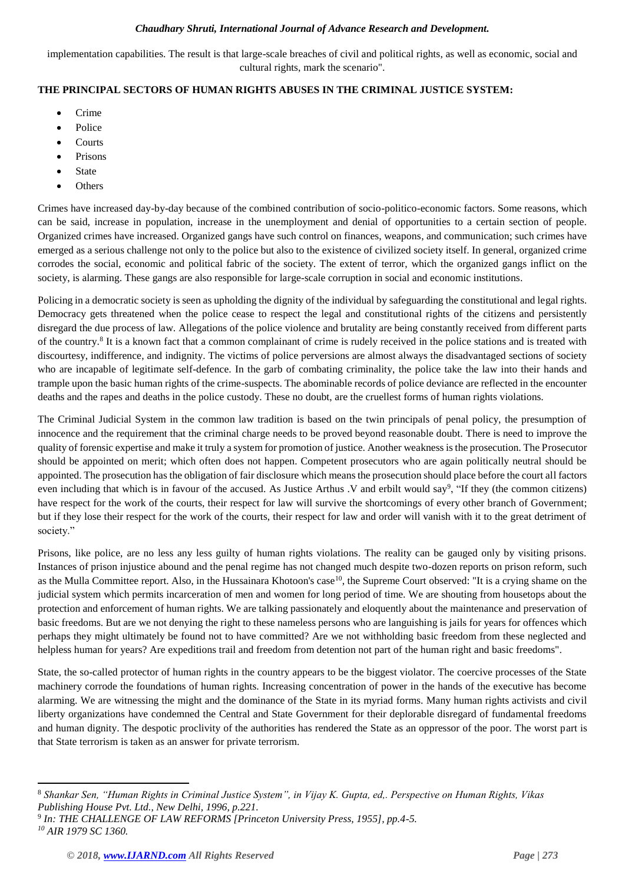implementation capabilities. The result is that large-scale breaches of civil and political rights, as well as economic, social and cultural rights, mark the scenario".

**THE PRINCIPAL SECTORS OF HUMAN RIGHTS ABUSES IN THE CRIMINAL JUSTICE SYSTEM:**

- Crime
- Police
- Courts
- Prisons
- State
- Others

Crimes have increased day-by-day because of the combined contribution of socio-politico-economic factors. Some reasons, which can be said, increase in population, increase in the unemployment and denial of opportunities to a certain section of people. Organized crimes have increased. Organized gangs have such control on finances, weapons, and communication; such crimes have emerged as a serious challenge not only to the police but also to the existence of civilized society itself. In general, organized crime corrodes the social, economic and political fabric of the society. The extent of terror, which the organized gangs inflict on the society, is alarming. These gangs are also responsible for large-scale corruption in social and economic institutions.

Policing in a democratic society is seen as upholding the dignity of the individual by safeguarding the constitutional and legal rights. Democracy gets threatened when the police cease to respect the legal and constitutional rights of the citizens and persistently disregard the due process of law. Allegations of the police violence and brutality are being constantly received from different parts of the country.[8] It is a known fact that a common complainant of crime is rudely received in the police stations and is treated with discourtesy, indifference, and indignity. The victims of police perversions are almost always the disadvantaged sections of society who are incapable of legitimate self-defence. In the garb of combating criminality, the police take the law into their hands and trample upon the basic human rights of the crime-suspects. The abominable records of police deviance are reflected in the encounter deaths and the rapes and deaths in the police custody. These no doubt, are the cruellest forms of human rights violations.

The Criminal Judicial System in the common law tradition is based on the twin principals of penal policy, the presumption of innocence and the requirement that the criminal charge needs to be proved beyond reasonable doubt. There is need to improve the quality of forensic expertise and make it truly a system for promotion of justice. Another weakness is the prosecution. The Prosecutor should be appointed on merit; which often does not happen. Competent prosecutors who are again politically neutral should be appointed. The prosecution has the obligation of fair disclosure which means the prosecution should place before the court all factors even including that which is in favour of the accused. As Justice Arthus .V and erbilt would say[9], "If they (the common citizens) have respect for the work of the courts, their respect for law will survive the shortcomings of every other branch of Government; but if they lose their respect for the work of the courts, their respect for law and order will vanish with it to the great detriment of society."

Prisons, like police, are no less any less guilty of human rights violations. The reality can be gauged only by visiting prisons. Instances of prison injustice abound and the penal regime has not changed much despite two-dozen reports on prison reform, such as the Mulla Committee report. Also, in the Hussainara Khotoon's case[10], the Supreme Court observed: "It is a crying shame on the judicial system which permits incarceration of men and women for long period of time. We are shouting from housetops about the protection and enforcement of human rights. We are talking passionately and eloquently about the maintenance and preservation of basic freedoms. But are we not denying the right to these nameless persons who are languishing is jails for years for offences which perhaps they might ultimately be found not to have committed? Are we not withholding basic freedom from these neglected and helpless human for years? Are expeditions trail and freedom from detention not part of the human right and basic freedoms".

State, the so-called protector of human rights in the country appears to be the biggest violator. The coercive processes of the State machinery corrode the foundations of human rights. Increasing concentration of power in the hands of the executive has become alarming. We are witnessing the might and the dominance of the State in its myriad forms. Many human rights activists and civil liberty organizations have condemned the Central and State Government for their deplorable disregard of fundamental freedoms and human dignity. The despotic proclivity of the authorities has rendered the State as an oppressor of the poor. The worst part is that State terrorism is taken as an answer for private terrorism.

---

[8] *Shankar Sen, "Human Rights in Criminal Justice System", in Vijay K. Gupta, ed,. Perspective on Human Rights, Vikas Publishing House Pvt. Ltd., New Delhi, 1996, p.221.*

[9] *In: THE CHALLENGE OF LAW REFORMS [Princeton University Press, 1955], pp.4-5.*

[10] *AIR 1979 SC 1360.*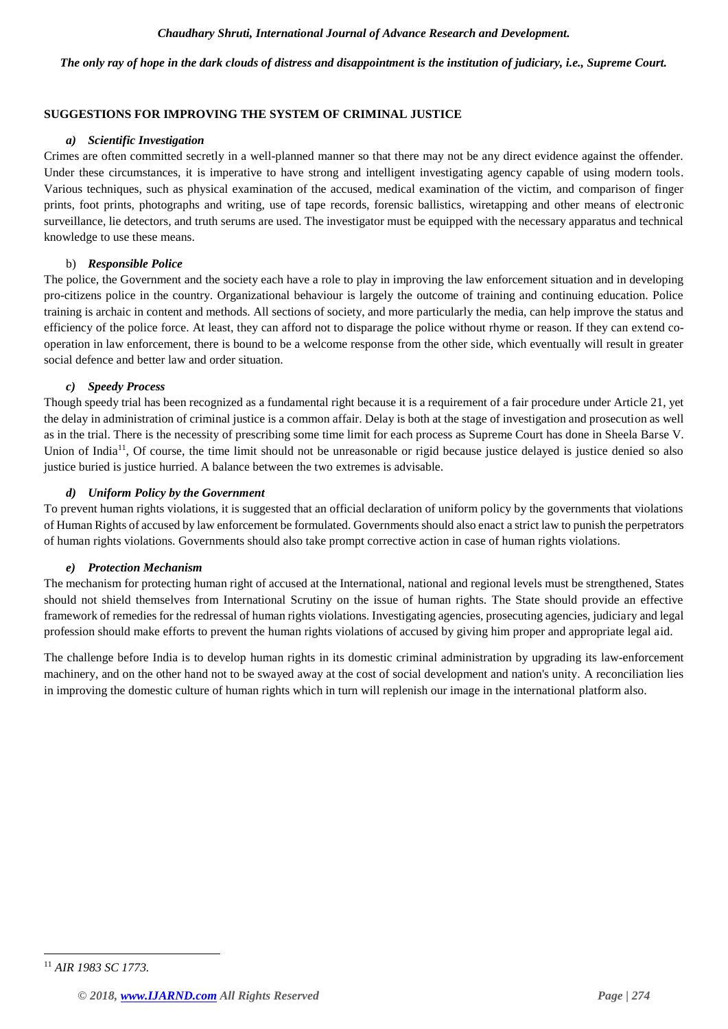*The only ray of hope in the dark clouds of distress and disappointment is the institution of judiciary, i.e., Supreme Court.*

## SUGGESTIONS FOR IMPROVING THE SYSTEM OF CRIMINAL JUSTICE

### a) *Scientific Investigation*

Crimes are often committed secretly in a well-planned manner so that there may not be any direct evidence against the offender. Under these circumstances, it is imperative to have strong and intelligent investigating agency capable of using modern tools. Various techniques, such as physical examination of the accused, medical examination of the victim, and comparison of finger prints, foot prints, photographs and writing, use of tape records, forensic ballistics, wiretapping and other means of electronic surveillance, lie detectors, and truth serums are used. The investigator must be equipped with the necessary apparatus and technical knowledge to use these means.

### b) *Responsible Police*

The police, the Government and the society each have a role to play in improving the law enforcement situation and in developing pro-citizens police in the country. Organizational behaviour is largely the outcome of training and continuing education. Police training is archaic in content and methods. All sections of society, and more particularly the media, can help improve the status and efficiency of the police force. At least, they can afford not to disparage the police without rhyme or reason. If they can extend co-operation in law enforcement, there is bound to be a welcome response from the other side, which eventually will result in greater social defence and better law and order situation.

### c) *Speedy Process*

Though speedy trial has been recognized as a fundamental right because it is a requirement of a fair procedure under Article 21, yet the delay in administration of criminal justice is a common affair. Delay is both at the stage of investigation and prosecution as well as in the trial. There is the necessity of prescribing some time limit for each process as Supreme Court has done in Sheela Barse V. Union of India[11], Of course, the time limit should not be unreasonable or rigid because justice delayed is justice denied so also justice buried is justice hurried. A balance between the two extremes is advisable.

### d) *Uniform Policy by the Government*

To prevent human rights violations, it is suggested that an official declaration of uniform policy by the governments that violations of Human Rights of accused by law enforcement be formulated. Governments should also enact a strict law to punish the perpetrators of human rights violations. Governments should also take prompt corrective action in case of human rights violations.

### e) *Protection Mechanism*

The mechanism for protecting human right of accused at the International, national and regional levels must be strengthened, States should not shield themselves from International Scrutiny on the issue of human rights. The State should provide an effective framework of remedies for the redressal of human rights violations. Investigating agencies, prosecuting agencies, judiciary and legal profession should make efforts to prevent the human rights violations of accused by giving him proper and appropriate legal aid.

The challenge before India is to develop human rights in its domestic criminal administration by upgrading its law-enforcement machinery, and on the other hand not to be swayed away at the cost of social development and nation's unity. A reconciliation lies in improving the domestic culture of human rights which in turn will replenish our image in the international platform also.

---

[11] *AIR 1983 SC 1773.*